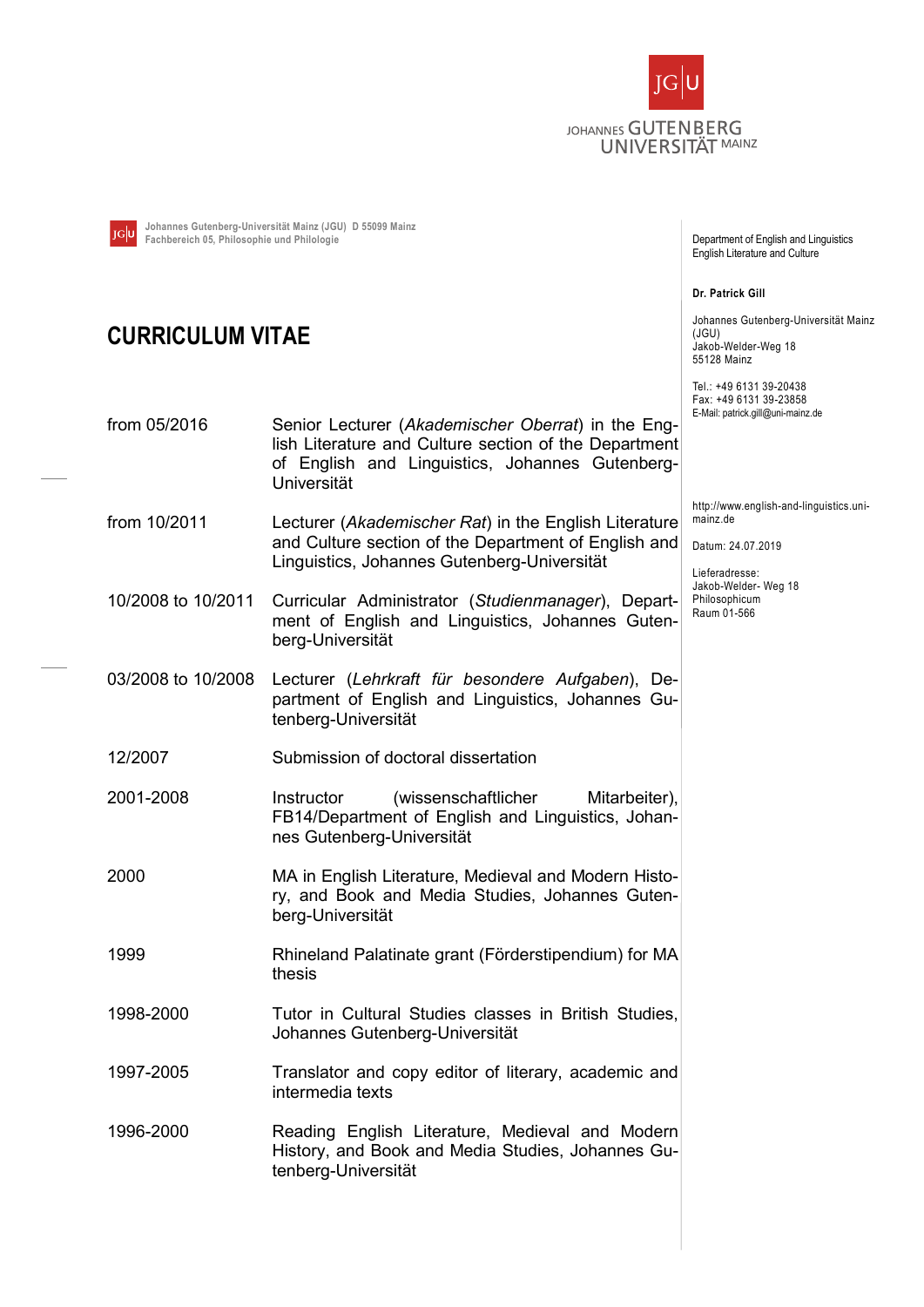Johannes Gutenberg-Universität Mainz (JGU) D 55099 Mainz
Fachbereich 05, Philosophie und Philologie

Department of English and Linguistics
English Literature and Culture

**Dr. Patrick Gill**

Johannes Gutenberg-Universität Mainz (JGU)
Jakob-Welder-Weg 18
55128 Mainz

Tel.: +49 6131 39-20438
Fax: +49 6131 39-23858
E-Mail: patrick.gill@uni-mainz.de

http://www.english-and-linguistics.uni-mainz.de

Datum: 24.07.2019

Lieferadresse:
Jakob-Welder- Weg 18
Philosophicum
Raum 01-566

# CURRICULUM VITAE

| | |
|---|---|
| from 05/2016 | Senior Lecturer (*Akademischer Oberrat*) in the English Literature and Culture section of the Department of English and Linguistics, Johannes Gutenberg-Universität |
| from 10/2011 | Lecturer (*Akademischer Rat*) in the English Literature and Culture section of the Department of English and Linguistics, Johannes Gutenberg-Universität |
| 10/2008 to 10/2011 | Curricular Administrator (*Studienmanager*), Department of English and Linguistics, Johannes Gutenberg-Universität |
| 03/2008 to 10/2008 | Lecturer (*Lehrkraft für besondere Aufgaben*), Department of English and Linguistics, Johannes Gutenberg-Universität |
| 12/2007 | Submission of doctoral dissertation |
| 2001-2008 | Instructor (wissenschaftlicher Mitarbeiter), FB14/Department of English and Linguistics, Johannes Gutenberg-Universität |
| 2000 | MA in English Literature, Medieval and Modern History, and Book and Media Studies, Johannes Gutenberg-Universität |
| 1999 | Rhineland Palatinate grant (Förderstipendium) for MA thesis |
| 1998-2000 | Tutor in Cultural Studies classes in British Studies, Johannes Gutenberg-Universität |
| 1997-2005 | Translator and copy editor of literary, academic and intermedia texts |
| 1996-2000 | Reading English Literature, Medieval and Modern History, and Book and Media Studies, Johannes Gutenberg-Universität |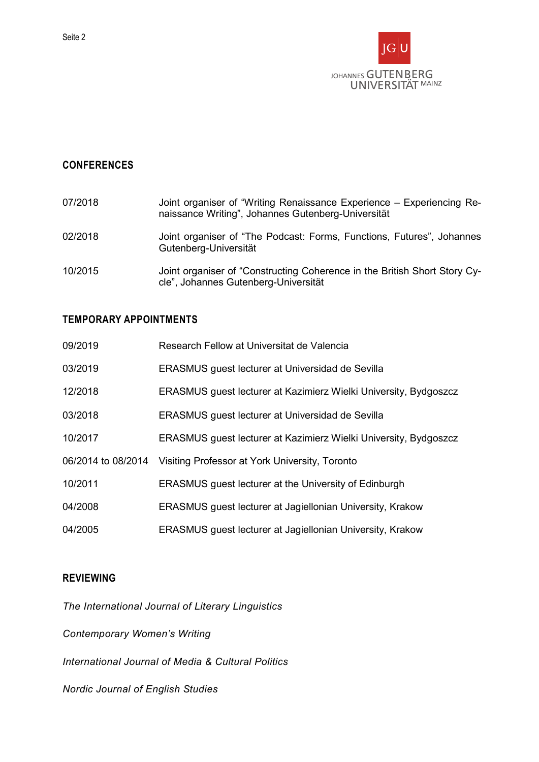## CONFERENCES

| | |
|---|---|
| 07/2018 | Joint organiser of "Writing Renaissance Experience – Experiencing Renaissance Writing", Johannes Gutenberg-Universität |
| 02/2018 | Joint organiser of "The Podcast: Forms, Functions, Futures", Johannes Gutenberg-Universität |
| 10/2015 | Joint organiser of "Constructing Coherence in the British Short Story Cycle", Johannes Gutenberg-Universität |

## TEMPORARY APPOINTMENTS

| | |
|---|---|
| 09/2019 | Research Fellow at Universitat de Valencia |
| 03/2019 | ERASMUS guest lecturer at Universidad de Sevilla |
| 12/2018 | ERASMUS guest lecturer at Kazimierz Wielki University, Bydgoszcz |
| 03/2018 | ERASMUS guest lecturer at Universidad de Sevilla |
| 10/2017 | ERASMUS guest lecturer at Kazimierz Wielki University, Bydgoszcz |
| 06/2014 to 08/2014 | Visiting Professor at York University, Toronto |
| 10/2011 | ERASMUS guest lecturer at the University of Edinburgh |
| 04/2008 | ERASMUS guest lecturer at Jagiellonian University, Krakow |
| 04/2005 | ERASMUS guest lecturer at Jagiellonian University, Krakow |

## REVIEWING

*The International Journal of Literary Linguistics*

*Contemporary Women's Writing*

*International Journal of Media & Cultural Politics*

*Nordic Journal of English Studies*